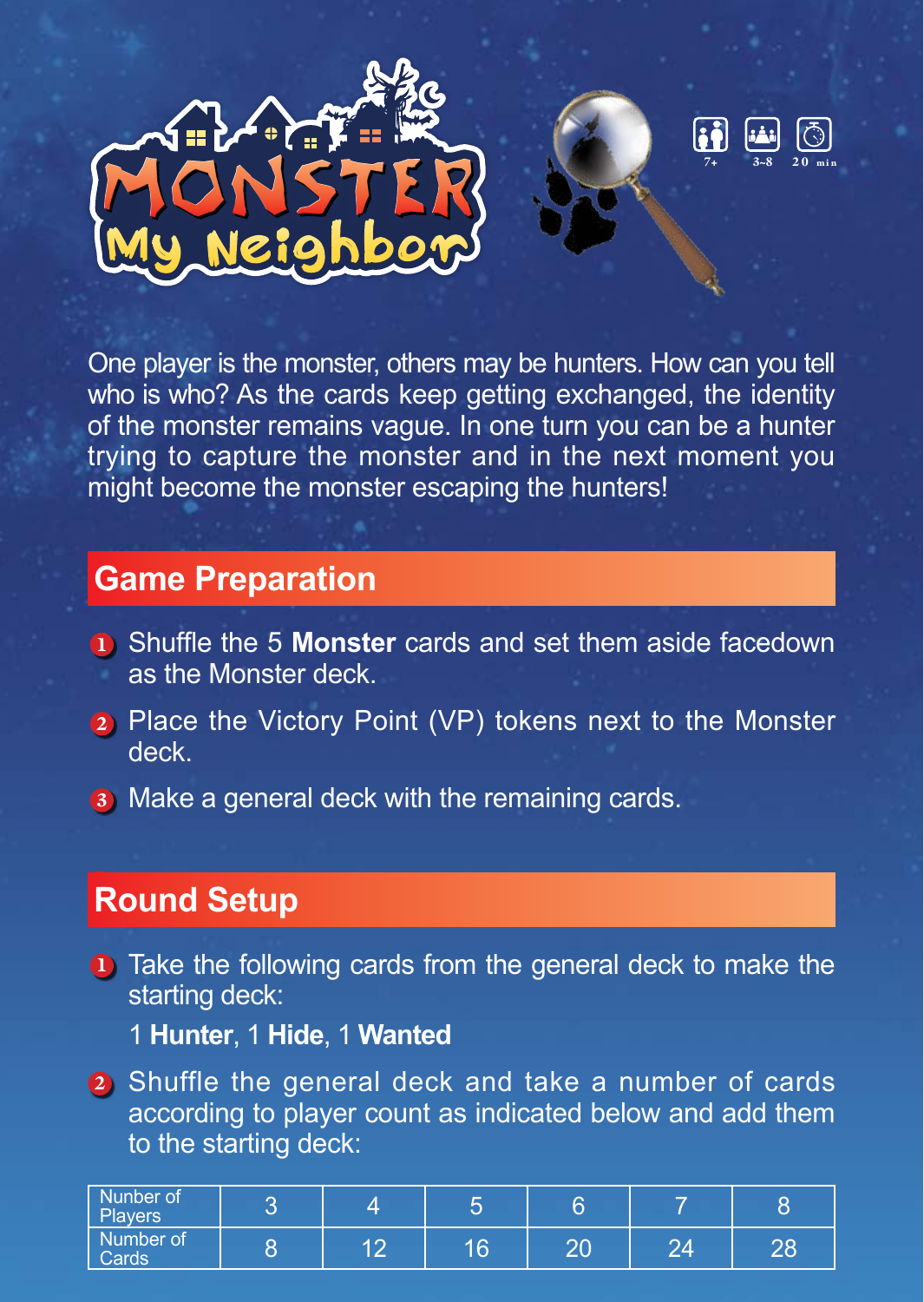# Monster My Neighbor

7+ 3~8 20 min

One player is the monster, others may be hunters. How can you tell who is who? As the cards keep getting exchanged, the identity of the monster remains vague. In one turn you can be a hunter trying to capture the monster and in the next moment you might become the monster escaping the hunters!

## Game Preparation

1. Shuffle the 5 **Monster** cards and set them aside facedown as the Monster deck.
2. Place the Victory Point (VP) tokens next to the Monster deck.
3. Make a general deck with the remaining cards.

## Round Setup

1. Take the following cards from the general deck to make the starting deck:

   1 **Hunter**, 1 **Hide**, 1 **Wanted**

2. Shuffle the general deck and take a number of cards according to player count as indicated below and add them to the starting deck:

| Number of Players | 3 | 4 | 5 | 6 | 7 | 8 |
|---|---|---|---|---|---|---|
| Number of Cards | 8 | 12 | 16 | 20 | 24 | 28 |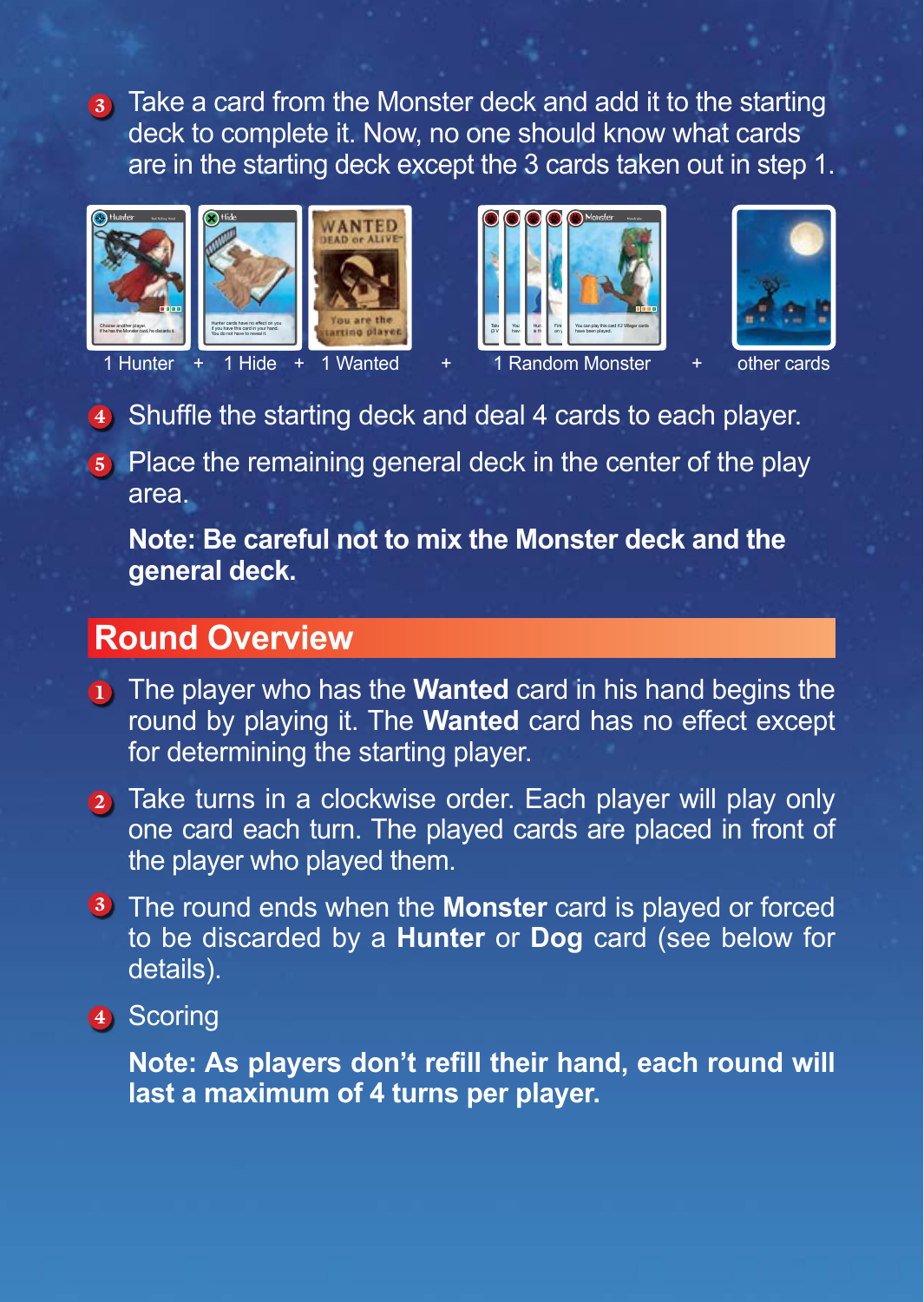3. Take a card from the Monster deck and add it to the starting deck to complete it. Now, no one should know what cards are in the starting deck except the 3 cards taken out in step 1.

1 Hunter + 1 Hide + 1 Wanted + 1 Random Monster + other cards

4. Shuffle the starting deck and deal 4 cards to each player.
5. Place the remaining general deck in the center of the play area.

   **Note: Be careful not to mix the Monster deck and the general deck.**

## Round Overview

1. The player who has the **Wanted** card in his hand begins the round by playing it. The **Wanted** card has no effect except for determining the starting player.
2. Take turns in a clockwise order. Each player will play only one card each turn. The played cards are placed in front of the player who played them.
3. The round ends when the **Monster** card is played or forced to be discarded by a **Hunter** or **Dog** card (see below for details).
4. Scoring

   **Note: As players don't refill their hand, each round will last a maximum of 4 turns per player.**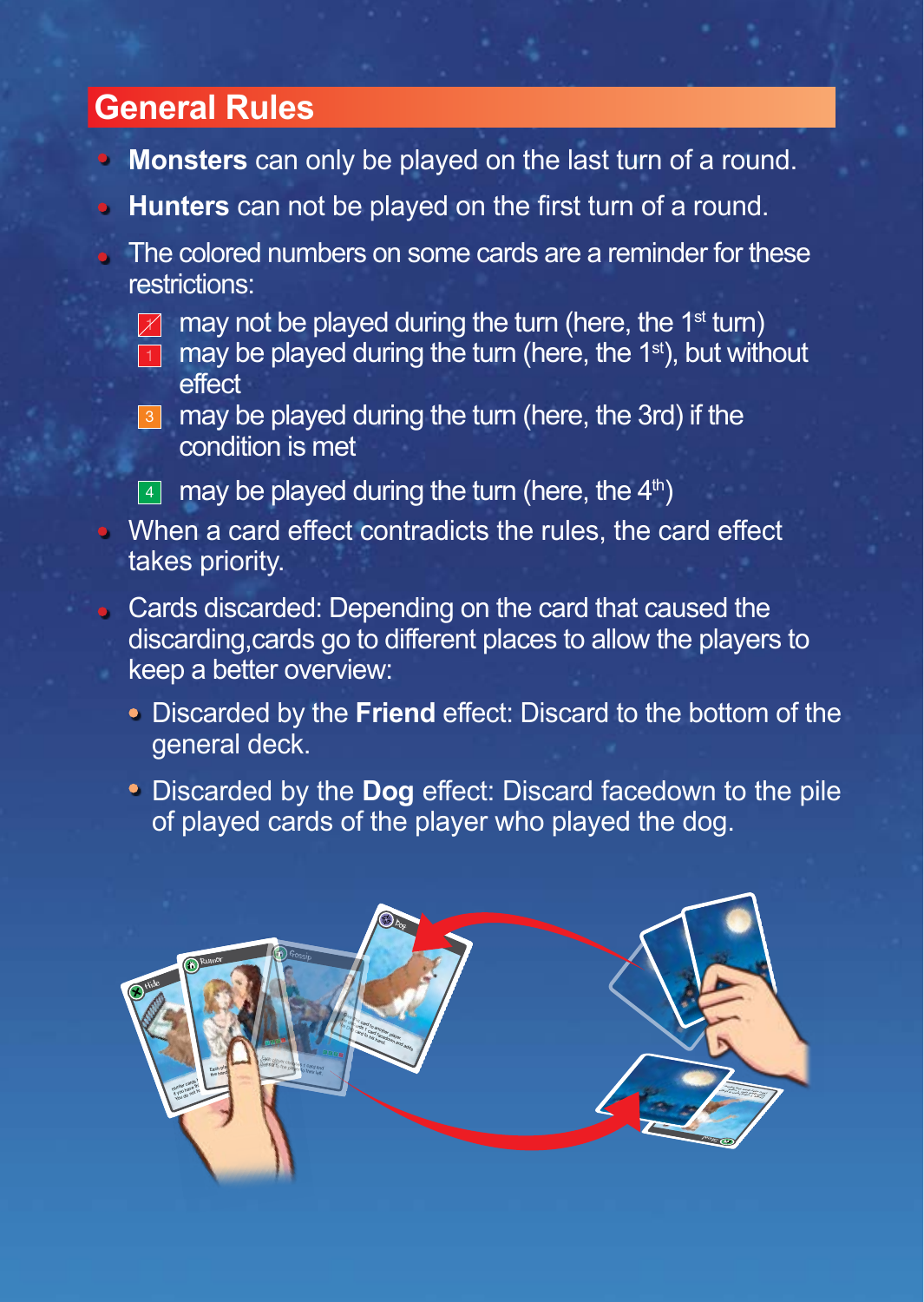## General Rules

- **Monsters** can only be played on the last turn of a round.
- **Hunters** can not be played on the first turn of a round.
- The colored numbers on some cards are a reminder for these restrictions:
  - 1̸ may not be played during the turn (here, the 1st turn)
  - 1 may be played during the turn (here, the 1st), but without effect
  - 3 may be played during the turn (here, the 3rd) if the condition is met
  - 4 may be played during the turn (here, the 4th)
- When a card effect contradicts the rules, the card effect takes priority.
- Cards discarded: Depending on the card that caused the discarding,cards go to different places to allow the players to keep a better overview:
  - Discarded by the **Friend** effect: Discard to the bottom of the general deck.
  - Discarded by the **Dog** effect: Discard facedown to the pile of played cards of the player who played the dog.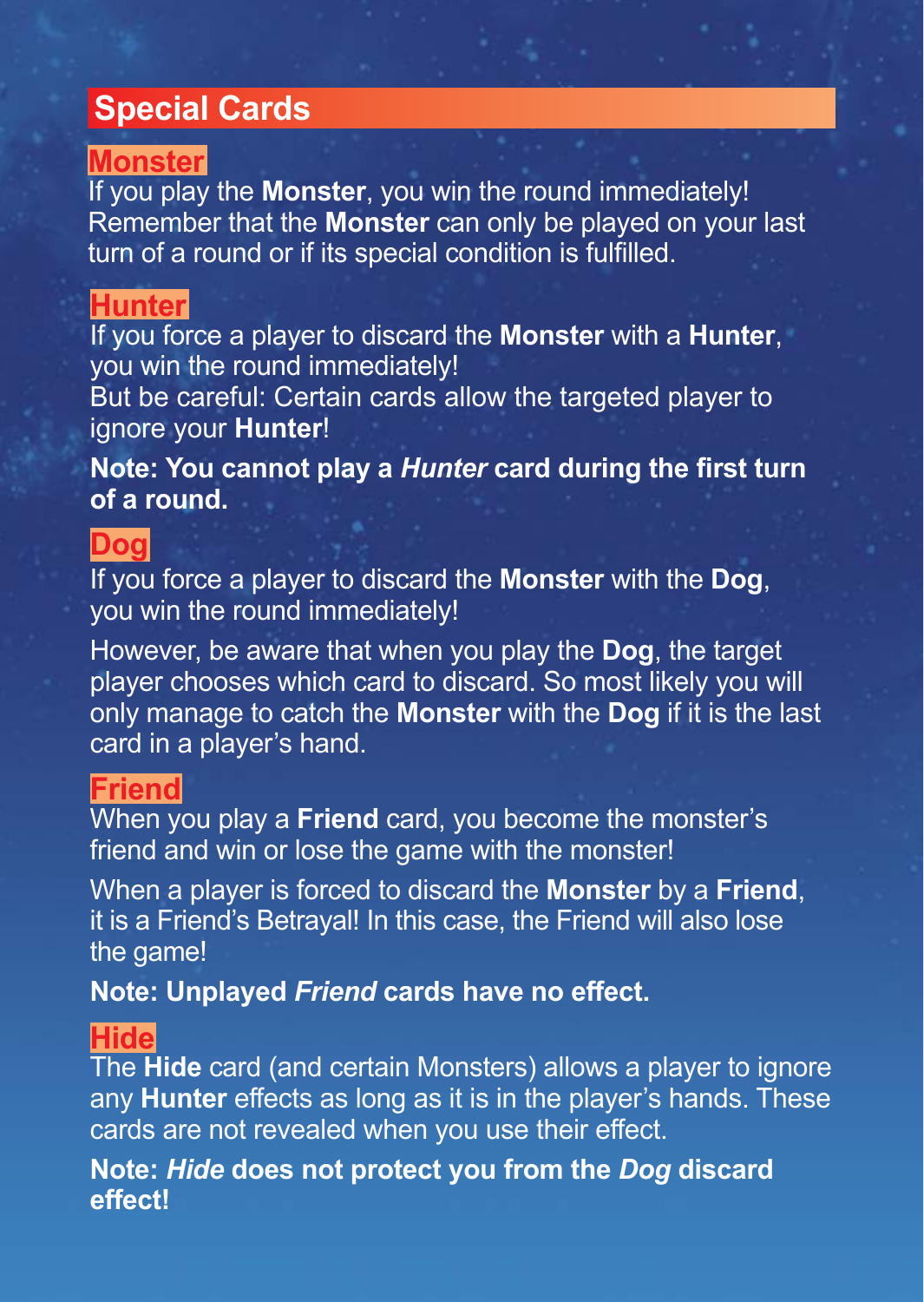## Special Cards

### Monster

If you play the **Monster**, you win the round immediately! Remember that the **Monster** can only be played on your last turn of a round or if its special condition is fulfilled.

### Hunter

If you force a player to discard the **Monster** with a **Hunter**, you win the round immediately!
But be careful: Certain cards allow the targeted player to ignore your **Hunter**!

**Note: You cannot play a *Hunter* card during the first turn of a round.**

### Dog

If you force a player to discard the **Monster** with the **Dog**, you win the round immediately!

However, be aware that when you play the **Dog**, the target player chooses which card to discard. So most likely you will only manage to catch the **Monster** with the **Dog** if it is the last card in a player's hand.

### Friend

When you play a **Friend** card, you become the monster's friend and win or lose the game with the monster!

When a player is forced to discard the **Monster** by a **Friend**, it is a Friend's Betrayal! In this case, the Friend will also lose the game!

**Note: Unplayed *Friend* cards have no effect.**

### Hide

The **Hide** card (and certain Monsters) allows a player to ignore any **Hunter** effects as long as it is in the player's hands. These cards are not revealed when you use their effect.

**Note: *Hide* does not protect you from the *Dog* discard effect!**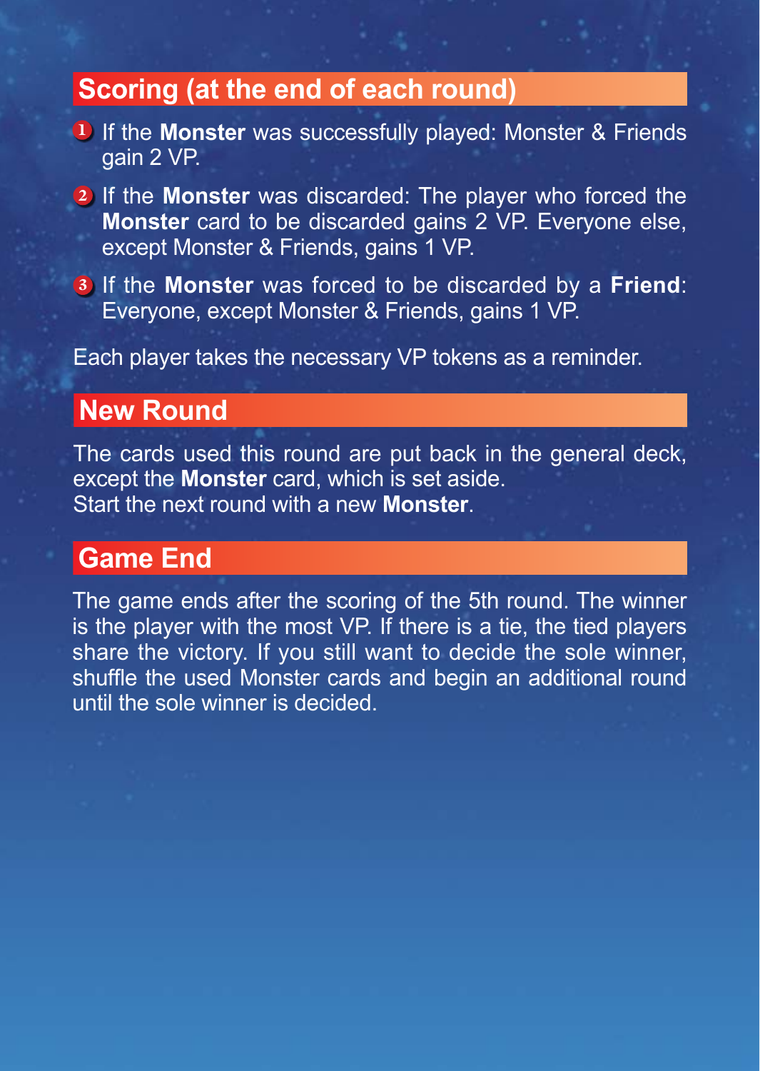## Scoring (at the end of each round)

1. If the **Monster** was successfully played: Monster & Friends gain 2 VP.
2. If the **Monster** was discarded: The player who forced the **Monster** card to be discarded gains 2 VP. Everyone else, except Monster & Friends, gains 1 VP.
3. If the **Monster** was forced to be discarded by a **Friend**: Everyone, except Monster & Friends, gains 1 VP.

Each player takes the necessary VP tokens as a reminder.

## New Round

The cards used this round are put back in the general deck, except the **Monster** card, which is set aside.
Start the next round with a new **Monster**.

## Game End

The game ends after the scoring of the 5th round. The winner is the player with the most VP. If there is a tie, the tied players share the victory. If you still want to decide the sole winner, shuffle the used Monster cards and begin an additional round until the sole winner is decided.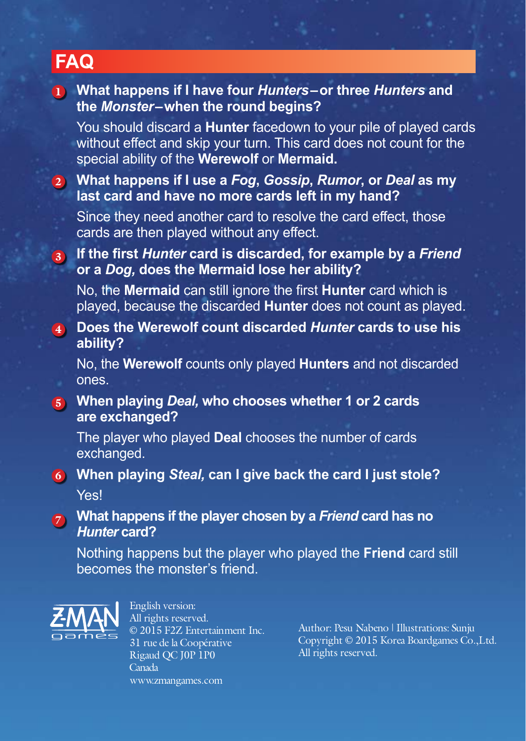# FAQ

1. **What happens if I have four *Hunters*–or three *Hunters* and the *Monster*–when the round begins?**

   You should discard a **Hunter** facedown to your pile of played cards without effect and skip your turn. This card does not count for the special ability of the **Werewolf** or **Mermaid.**

2. **What happens if I use a *Fog*, *Gossip*, *Rumor*, or *Deal* as my last card and have no more cards left in my hand?**

   Since they need another card to resolve the card effect, those cards are then played without any effect.

3. **If the first *Hunter* card is discarded, for example by a *Friend* or a *Dog,* does the Mermaid lose her ability?**

   No, the **Mermaid** can still ignore the first **Hunter** card which is played, because the discarded **Hunter** does not count as played.

4. **Does the Werewolf count discarded *Hunter* cards to use his ability?**

   No, the **Werewolf** counts only played **Hunters** and not discarded ones.

5. **When playing *Deal,* who chooses whether 1 or 2 cards are exchanged?**

   The player who played **Deal** chooses the number of cards exchanged.

6. **When playing *Steal,* can I give back the card I just stole?**

   Yes!

7. **What happens if the player chosen by a *Friend* card has no *Hunter* card?**

   Nothing happens but the player who played the **Friend** card still becomes the monster's friend.

English version:
All rights reserved.
© 2015 F2Z Entertainment Inc.
31 rue de la Coopérative
Rigaud QC J0P 1P0
Canada
www.zmangames.com

Author: Pesu Nabeno | Illustrations: Sunju
Copyright © 2015 Korea Boardgames Co.,Ltd.
All rights reserved.